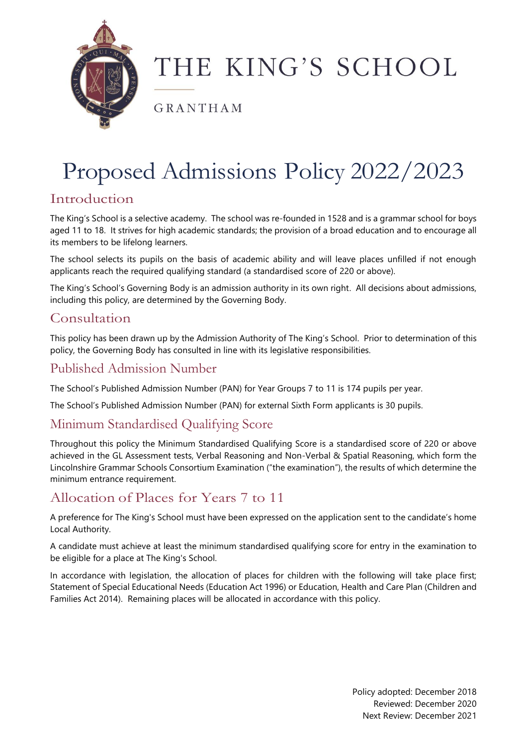# THE KING'S SCHOOL

GRANTHAM

# Proposed Admissions Policy 2022/2023

## Introduction

The King's School is a selective academy. The school was re-founded in 1528 and is a grammar school for boys aged 11 to 18. It strives for high academic standards; the provision of a broad education and to encourage all its members to be lifelong learners.

The school selects its pupils on the basis of academic ability and will leave places unfilled if not enough applicants reach the required qualifying standard (a standardised score of 220 or above).

The King's School's Governing Body is an admission authority in its own right. All decisions about admissions, including this policy, are determined by the Governing Body.

## Consultation

This policy has been drawn up by the Admission Authority of The King's School. Prior to determination of this policy, the Governing Body has consulted in line with its legislative responsibilities.

## Published Admission Number

The School's Published Admission Number (PAN) for Year Groups 7 to 11 is 174 pupils per year.

The School's Published Admission Number (PAN) for external Sixth Form applicants is 30 pupils.

## Minimum Standardised Qualifying Score

Throughout this policy the Minimum Standardised Qualifying Score is a standardised score of 220 or above achieved in the GL Assessment tests, Verbal Reasoning and Non-Verbal & Spatial Reasoning, which form the Lincolnshire Grammar Schools Consortium Examination ("the examination"), the results of which determine the minimum entrance requirement.

## Allocation of Places for Years 7 to 11

A preference for The King's School must have been expressed on the application sent to the candidate's home Local Authority.

A candidate must achieve at least the minimum standardised qualifying score for entry in the examination to be eligible for a place at The King's School.

In accordance with legislation, the allocation of places for children with the following will take place first; Statement of Special Educational Needs (Education Act 1996) or Education, Health and Care Plan (Children and Families Act 2014). Remaining places will be allocated in accordance with this policy.

Policy adopted: December 2018
Reviewed: December 2020
Next Review: December 2021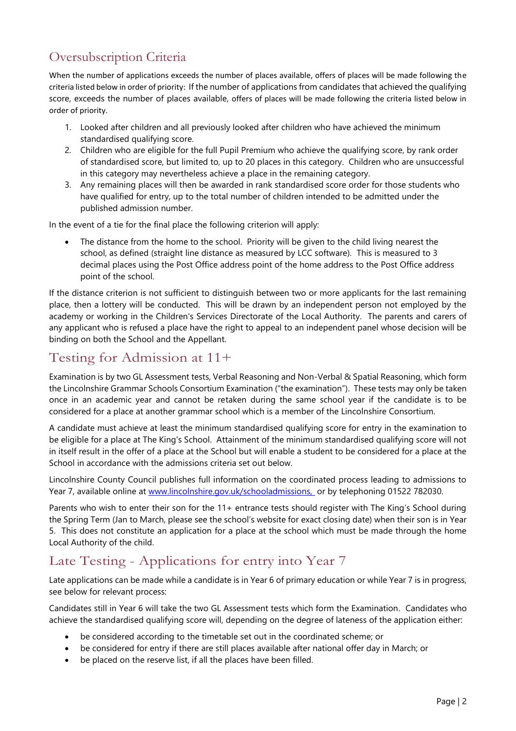## Oversubscription Criteria

When the number of applications exceeds the number of places available, offers of places will be made following the criteria listed below in order of priority: If the number of applications from candidates that achieved the qualifying score, exceeds the number of places available, offers of places will be made following the criteria listed below in order of priority.

1. Looked after children and all previously looked after children who have achieved the minimum standardised qualifying score.
2. Children who are eligible for the full Pupil Premium who achieve the qualifying score, by rank order of standardised score, but limited to, up to 20 places in this category. Children who are unsuccessful in this category may nevertheless achieve a place in the remaining category.
3. Any remaining places will then be awarded in rank standardised score order for those students who have qualified for entry, up to the total number of children intended to be admitted under the published admission number.

In the event of a tie for the final place the following criterion will apply:

- The distance from the home to the school. Priority will be given to the child living nearest the school, as defined (straight line distance as measured by LCC software). This is measured to 3 decimal places using the Post Office address point of the home address to the Post Office address point of the school.

If the distance criterion is not sufficient to distinguish between two or more applicants for the last remaining place, then a lottery will be conducted. This will be drawn by an independent person not employed by the academy or working in the Children's Services Directorate of the Local Authority. The parents and carers of any applicant who is refused a place have the right to appeal to an independent panel whose decision will be binding on both the School and the Appellant.

## Testing for Admission at 11+

Examination is by two GL Assessment tests, Verbal Reasoning and Non-Verbal & Spatial Reasoning, which form the Lincolnshire Grammar Schools Consortium Examination ("the examination"). These tests may only be taken once in an academic year and cannot be retaken during the same school year if the candidate is to be considered for a place at another grammar school which is a member of the Lincolnshire Consortium.

A candidate must achieve at least the minimum standardised qualifying score for entry in the examination to be eligible for a place at The King's School. Attainment of the minimum standardised qualifying score will not in itself result in the offer of a place at the School but will enable a student to be considered for a place at the School in accordance with the admissions criteria set out below.

Lincolnshire County Council publishes full information on the coordinated process leading to admissions to Year 7, available online at [www.lincolnshire.gov.uk/schooladmissions,](http://www.lincolnshire.gov.uk/schooladmissions) or by telephoning 01522 782030.

Parents who wish to enter their son for the 11+ entrance tests should register with The King's School during the Spring Term (Jan to March, please see the school's website for exact closing date) when their son is in Year 5. This does not constitute an application for a place at the school which must be made through the home Local Authority of the child.

## Late Testing - Applications for entry into Year 7

Late applications can be made while a candidate is in Year 6 of primary education or while Year 7 is in progress, see below for relevant process:

Candidates still in Year 6 will take the two GL Assessment tests which form the Examination. Candidates who achieve the standardised qualifying score will, depending on the degree of lateness of the application either:

- be considered according to the timetable set out in the coordinated scheme; or
- be considered for entry if there are still places available after national offer day in March; or
- be placed on the reserve list, if all the places have been filled.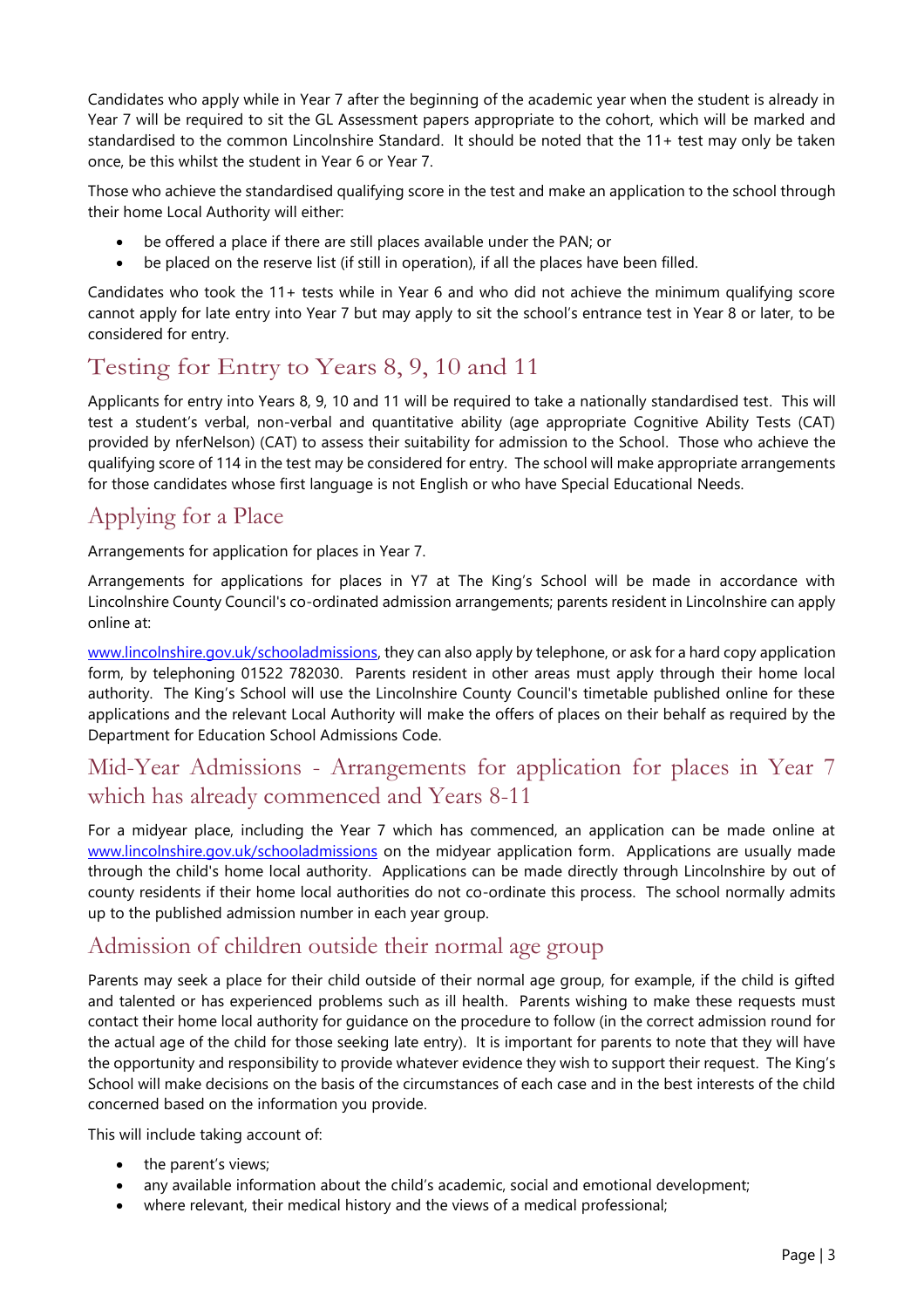Candidates who apply while in Year 7 after the beginning of the academic year when the student is already in Year 7 will be required to sit the GL Assessment papers appropriate to the cohort, which will be marked and standardised to the common Lincolnshire Standard. It should be noted that the 11+ test may only be taken once, be this whilst the student in Year 6 or Year 7.

Those who achieve the standardised qualifying score in the test and make an application to the school through their home Local Authority will either:

- be offered a place if there are still places available under the PAN; or
- be placed on the reserve list (if still in operation), if all the places have been filled.

Candidates who took the 11+ tests while in Year 6 and who did not achieve the minimum qualifying score cannot apply for late entry into Year 7 but may apply to sit the school's entrance test in Year 8 or later, to be considered for entry.

## Testing for Entry to Years 8, 9, 10 and 11

Applicants for entry into Years 8, 9, 10 and 11 will be required to take a nationally standardised test. This will test a student's verbal, non-verbal and quantitative ability (age appropriate Cognitive Ability Tests (CAT) provided by nferNelson) (CAT) to assess their suitability for admission to the School. Those who achieve the qualifying score of 114 in the test may be considered for entry. The school will make appropriate arrangements for those candidates whose first language is not English or who have Special Educational Needs.

## Applying for a Place

Arrangements for application for places in Year 7.

Arrangements for applications for places in Y7 at The King's School will be made in accordance with Lincolnshire County Council's co-ordinated admission arrangements; parents resident in Lincolnshire can apply online at:

www.lincolnshire.gov.uk/schooladmissions, they can also apply by telephone, or ask for a hard copy application form, by telephoning 01522 782030. Parents resident in other areas must apply through their home local authority. The King's School will use the Lincolnshire County Council's timetable published online for these applications and the relevant Local Authority will make the offers of places on their behalf as required by the Department for Education School Admissions Code.

## Mid-Year Admissions - Arrangements for application for places in Year 7 which has already commenced and Years 8-11

For a midyear place, including the Year 7 which has commenced, an application can be made online at www.lincolnshire.gov.uk/schooladmissions on the midyear application form. Applications are usually made through the child's home local authority. Applications can be made directly through Lincolnshire by out of county residents if their home local authorities do not co-ordinate this process. The school normally admits up to the published admission number in each year group.

## Admission of children outside their normal age group

Parents may seek a place for their child outside of their normal age group, for example, if the child is gifted and talented or has experienced problems such as ill health. Parents wishing to make these requests must contact their home local authority for guidance on the procedure to follow (in the correct admission round for the actual age of the child for those seeking late entry). It is important for parents to note that they will have the opportunity and responsibility to provide whatever evidence they wish to support their request. The King's School will make decisions on the basis of the circumstances of each case and in the best interests of the child concerned based on the information you provide.

This will include taking account of:

- the parent's views;
- any available information about the child's academic, social and emotional development;
- where relevant, their medical history and the views of a medical professional;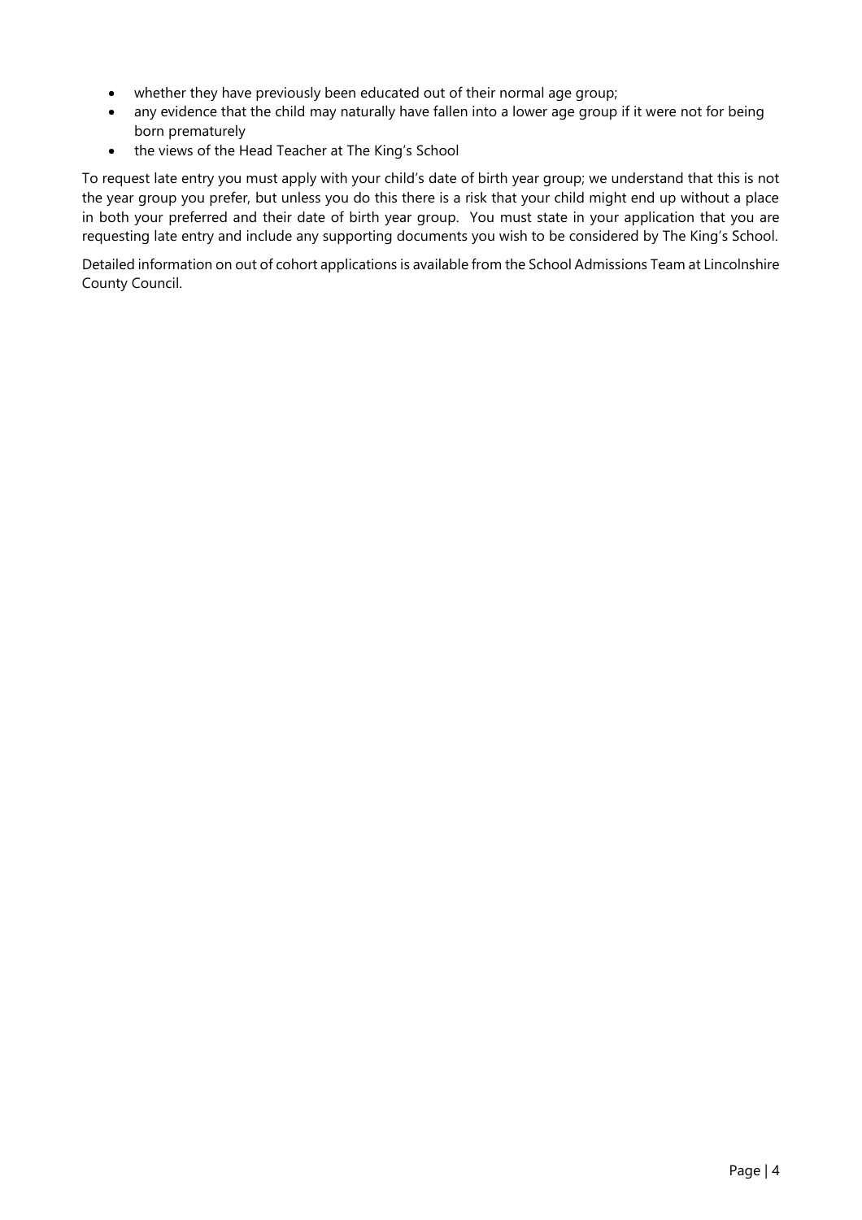- whether they have previously been educated out of their normal age group;
- any evidence that the child may naturally have fallen into a lower age group if it were not for being born prematurely
- the views of the Head Teacher at The King's School

To request late entry you must apply with your child's date of birth year group; we understand that this is not the year group you prefer, but unless you do this there is a risk that your child might end up without a place in both your preferred and their date of birth year group. You must state in your application that you are requesting late entry and include any supporting documents you wish to be considered by The King's School.

Detailed information on out of cohort applications is available from the School Admissions Team at Lincolnshire County Council.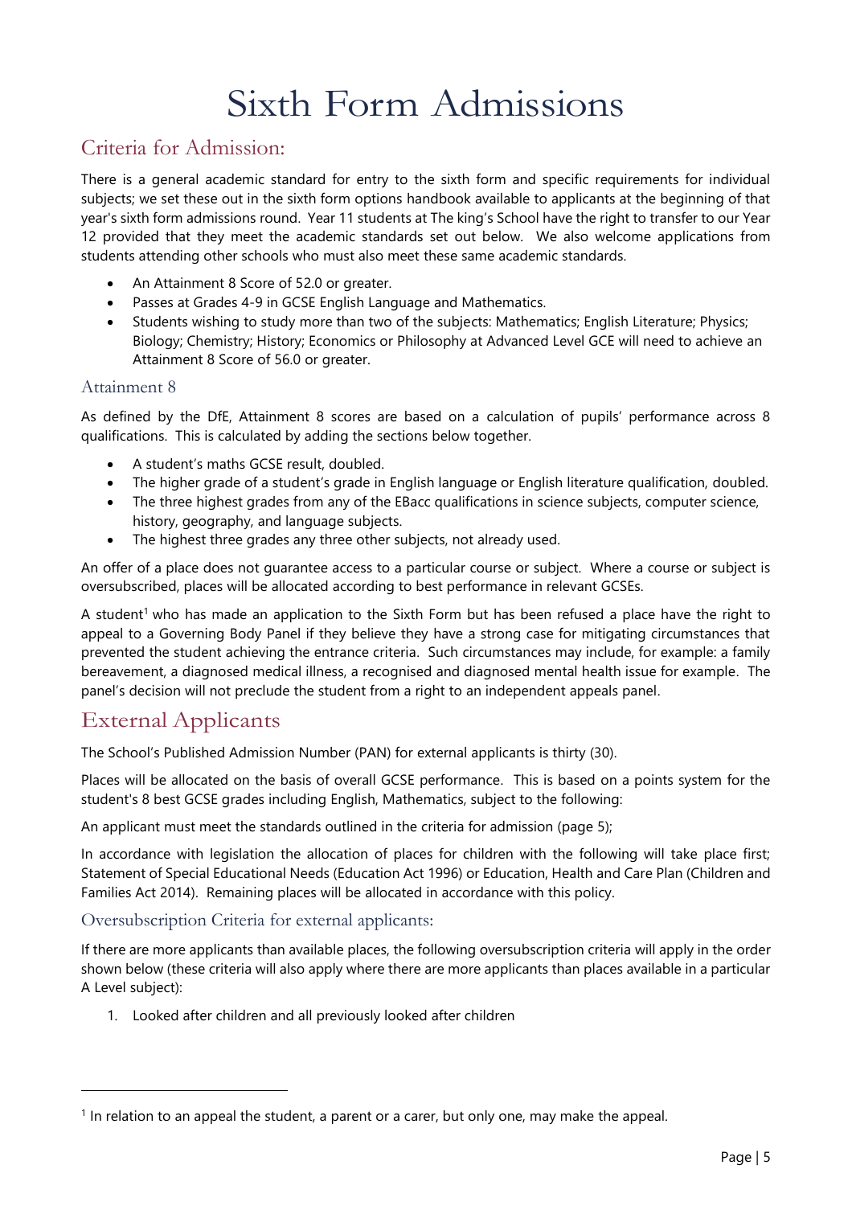# Sixth Form Admissions

## Criteria for Admission:

There is a general academic standard for entry to the sixth form and specific requirements for individual subjects; we set these out in the sixth form options handbook available to applicants at the beginning of that year's sixth form admissions round. Year 11 students at The king's School have the right to transfer to our Year 12 provided that they meet the academic standards set out below. We also welcome applications from students attending other schools who must also meet these same academic standards.

- An Attainment 8 Score of 52.0 or greater.
- Passes at Grades 4-9 in GCSE English Language and Mathematics.
- Students wishing to study more than two of the subjects: Mathematics; English Literature; Physics; Biology; Chemistry; History; Economics or Philosophy at Advanced Level GCE will need to achieve an Attainment 8 Score of 56.0 or greater.

### Attainment 8

As defined by the DfE, Attainment 8 scores are based on a calculation of pupils' performance across 8 qualifications. This is calculated by adding the sections below together.

- A student's maths GCSE result, doubled.
- The higher grade of a student's grade in English language or English literature qualification, doubled.
- The three highest grades from any of the EBacc qualifications in science subjects, computer science, history, geography, and language subjects.
- The highest three grades any three other subjects, not already used.

An offer of a place does not guarantee access to a particular course or subject. Where a course or subject is oversubscribed, places will be allocated according to best performance in relevant GCSEs.

A student[1] who has made an application to the Sixth Form but has been refused a place have the right to appeal to a Governing Body Panel if they believe they have a strong case for mitigating circumstances that prevented the student achieving the entrance criteria. Such circumstances may include, for example: a family bereavement, a diagnosed medical illness, a recognised and diagnosed mental health issue for example. The panel's decision will not preclude the student from a right to an independent appeals panel.

## External Applicants

The School's Published Admission Number (PAN) for external applicants is thirty (30).

Places will be allocated on the basis of overall GCSE performance. This is based on a points system for the student's 8 best GCSE grades including English, Mathematics, subject to the following:

An applicant must meet the standards outlined in the criteria for admission (page 5);

In accordance with legislation the allocation of places for children with the following will take place first; Statement of Special Educational Needs (Education Act 1996) or Education, Health and Care Plan (Children and Families Act 2014). Remaining places will be allocated in accordance with this policy.

### Oversubscription Criteria for external applicants:

If there are more applicants than available places, the following oversubscription criteria will apply in the order shown below (these criteria will also apply where there are more applicants than places available in a particular A Level subject):

1. Looked after children and all previously looked after children

---

[1] In relation to an appeal the student, a parent or a carer, but only one, may make the appeal.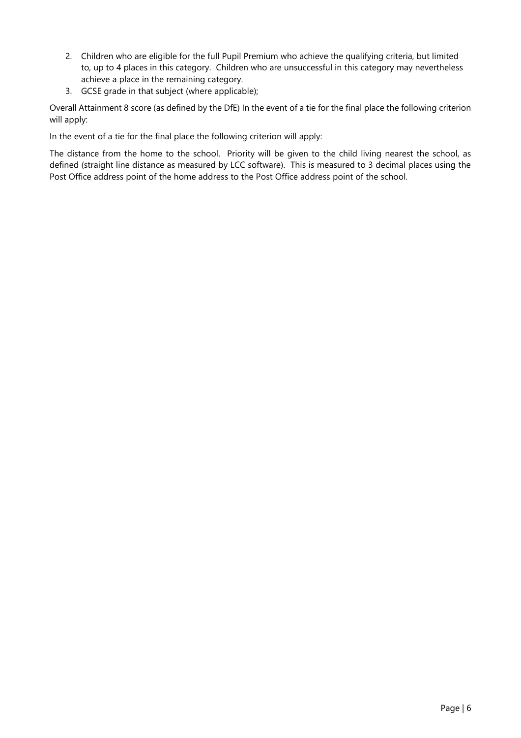2. Children who are eligible for the full Pupil Premium who achieve the qualifying criteria, but limited to, up to 4 places in this category. Children who are unsuccessful in this category may nevertheless achieve a place in the remaining category.
3. GCSE grade in that subject (where applicable);

Overall Attainment 8 score (as defined by the DfE) In the event of a tie for the final place the following criterion will apply:

In the event of a tie for the final place the following criterion will apply:

The distance from the home to the school. Priority will be given to the child living nearest the school, as defined (straight line distance as measured by LCC software). This is measured to 3 decimal places using the Post Office address point of the home address to the Post Office address point of the school.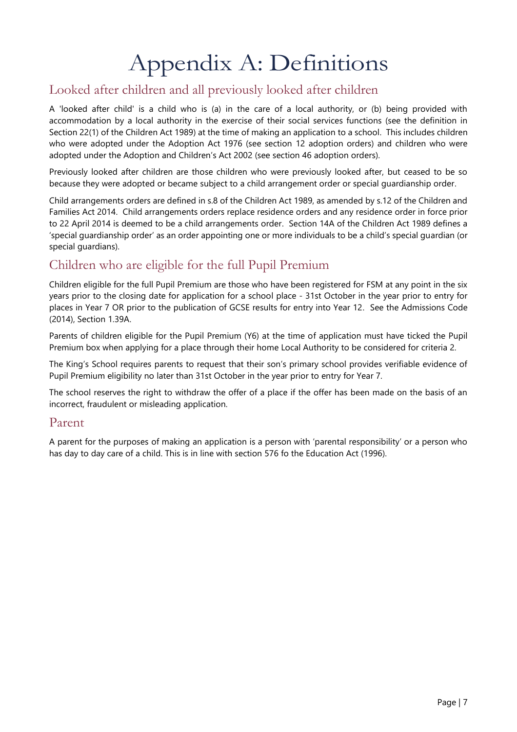# Appendix A: Definitions

## Looked after children and all previously looked after children

A 'looked after child' is a child who is (a) in the care of a local authority, or (b) being provided with accommodation by a local authority in the exercise of their social services functions (see the definition in Section 22(1) of the Children Act 1989) at the time of making an application to a school. This includes children who were adopted under the Adoption Act 1976 (see section 12 adoption orders) and children who were adopted under the Adoption and Children's Act 2002 (see section 46 adoption orders).

Previously looked after children are those children who were previously looked after, but ceased to be so because they were adopted or became subject to a child arrangement order or special guardianship order.

Child arrangements orders are defined in s.8 of the Children Act 1989, as amended by s.12 of the Children and Families Act 2014. Child arrangements orders replace residence orders and any residence order in force prior to 22 April 2014 is deemed to be a child arrangements order. Section 14A of the Children Act 1989 defines a 'special guardianship order' as an order appointing one or more individuals to be a child's special guardian (or special guardians).

## Children who are eligible for the full Pupil Premium

Children eligible for the full Pupil Premium are those who have been registered for FSM at any point in the six years prior to the closing date for application for a school place - 31st October in the year prior to entry for places in Year 7 OR prior to the publication of GCSE results for entry into Year 12. See the Admissions Code (2014), Section 1.39A.

Parents of children eligible for the Pupil Premium (Y6) at the time of application must have ticked the Pupil Premium box when applying for a place through their home Local Authority to be considered for criteria 2.

The King's School requires parents to request that their son's primary school provides verifiable evidence of Pupil Premium eligibility no later than 31st October in the year prior to entry for Year 7.

The school reserves the right to withdraw the offer of a place if the offer has been made on the basis of an incorrect, fraudulent or misleading application.

## Parent

A parent for the purposes of making an application is a person with 'parental responsibility' or a person who has day to day care of a child. This is in line with section 576 fo the Education Act (1996).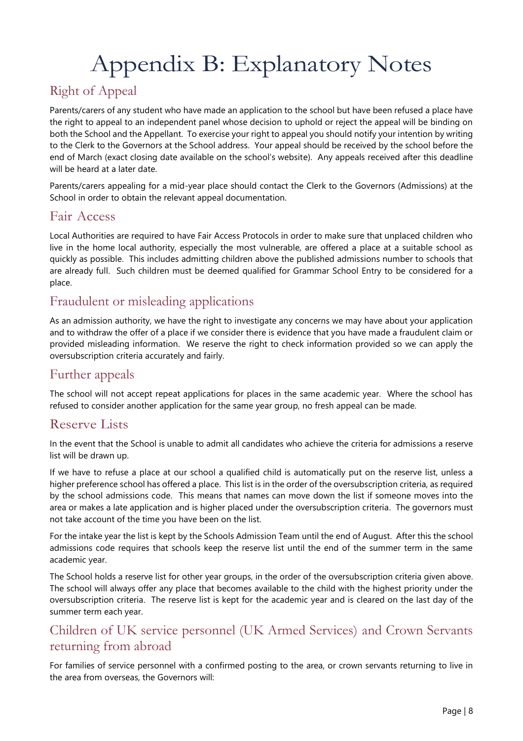# Appendix B: Explanatory Notes

## Right of Appeal

Parents/carers of any student who have made an application to the school but have been refused a place have the right to appeal to an independent panel whose decision to uphold or reject the appeal will be binding on both the School and the Appellant. To exercise your right to appeal you should notify your intention by writing to the Clerk to the Governors at the School address. Your appeal should be received by the school before the end of March (exact closing date available on the school's website). Any appeals received after this deadline will be heard at a later date.

Parents/carers appealing for a mid-year place should contact the Clerk to the Governors (Admissions) at the School in order to obtain the relevant appeal documentation.

## Fair Access

Local Authorities are required to have Fair Access Protocols in order to make sure that unplaced children who live in the home local authority, especially the most vulnerable, are offered a place at a suitable school as quickly as possible. This includes admitting children above the published admissions number to schools that are already full. Such children must be deemed qualified for Grammar School Entry to be considered for a place.

## Fraudulent or misleading applications

As an admission authority, we have the right to investigate any concerns we may have about your application and to withdraw the offer of a place if we consider there is evidence that you have made a fraudulent claim or provided misleading information. We reserve the right to check information provided so we can apply the oversubscription criteria accurately and fairly.

## Further appeals

The school will not accept repeat applications for places in the same academic year. Where the school has refused to consider another application for the same year group, no fresh appeal can be made.

## Reserve Lists

In the event that the School is unable to admit all candidates who achieve the criteria for admissions a reserve list will be drawn up.

If we have to refuse a place at our school a qualified child is automatically put on the reserve list, unless a higher preference school has offered a place. This list is in the order of the oversubscription criteria, as required by the school admissions code. This means that names can move down the list if someone moves into the area or makes a late application and is higher placed under the oversubscription criteria. The governors must not take account of the time you have been on the list.

For the intake year the list is kept by the Schools Admission Team until the end of August. After this the school admissions code requires that schools keep the reserve list until the end of the summer term in the same academic year.

The School holds a reserve list for other year groups, in the order of the oversubscription criteria given above. The school will always offer any place that becomes available to the child with the highest priority under the oversubscription criteria. The reserve list is kept for the academic year and is cleared on the last day of the summer term each year.

## Children of UK service personnel (UK Armed Services) and Crown Servants returning from abroad

For families of service personnel with a confirmed posting to the area, or crown servants returning to live in the area from overseas, the Governors will: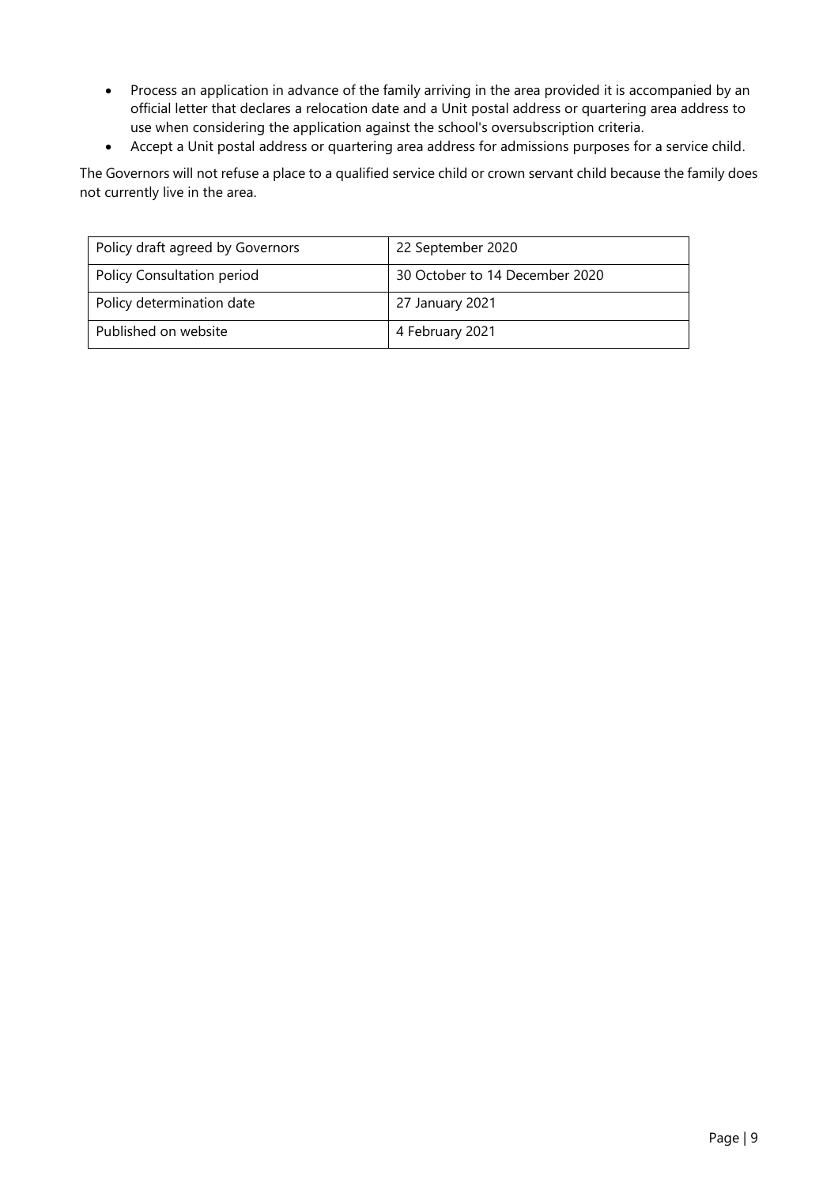- Process an application in advance of the family arriving in the area provided it is accompanied by an official letter that declares a relocation date and a Unit postal address or quartering area address to use when considering the application against the school's oversubscription criteria.
- Accept a Unit postal address or quartering area address for admissions purposes for a service child.

The Governors will not refuse a place to a qualified service child or crown servant child because the family does not currently live in the area.

| | |
|---|---|
| Policy draft agreed by Governors | 22 September 2020 |
| Policy Consultation period | 30 October to 14 December 2020 |
| Policy determination date | 27 January 2021 |
| Published on website | 4 February 2021 |